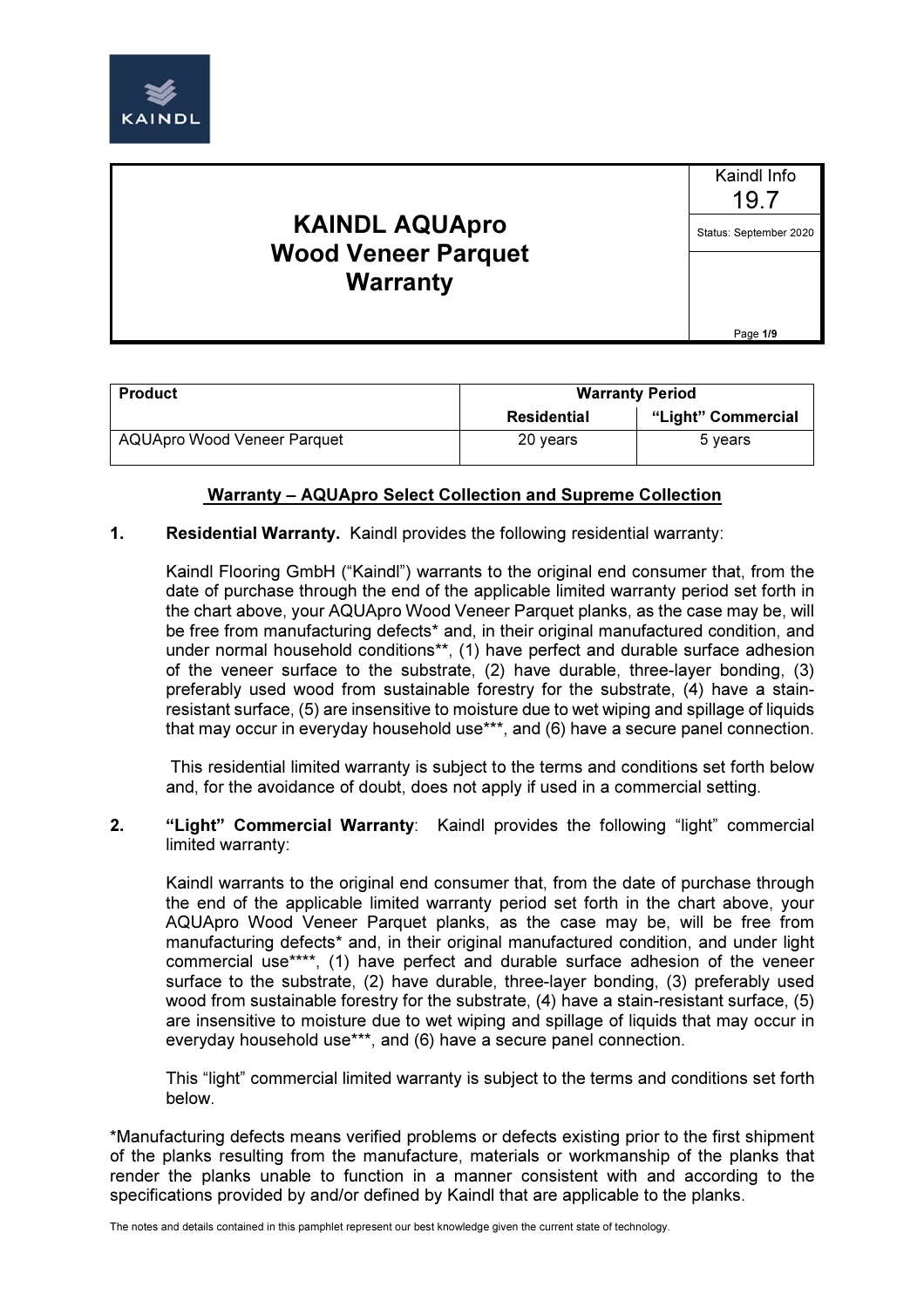# KAINDL AQUApro Wood Veneer Parquet Warranty

Kaindl Info 19.7

Status: September 2020

| Product | Warranty Period | |
|---|---|---|
| | Residential | "Light" Commercial |
| AQUApro Wood Veneer Parquet | 20 years | 5 years |

## Warranty – AQUApro Select Collection and Supreme Collection

**1. Residential Warranty.** Kaindl provides the following residential warranty:

Kaindl Flooring GmbH ("Kaindl") warrants to the original end consumer that, from the date of purchase through the end of the applicable limited warranty period set forth in the chart above, your AQUApro Wood Veneer Parquet planks, as the case may be, will be free from manufacturing defects* and, in their original manufactured condition, and under normal household conditions**, (1) have perfect and durable surface adhesion of the veneer surface to the substrate, (2) have durable, three-layer bonding, (3) preferably used wood from sustainable forestry for the substrate, (4) have a stain-resistant surface, (5) are insensitive to moisture due to wet wiping and spillage of liquids that may occur in everyday household use***, and (6) have a secure panel connection.

This residential limited warranty is subject to the terms and conditions set forth below and, for the avoidance of doubt, does not apply if used in a commercial setting.

**2. "Light" Commercial Warranty**: Kaindl provides the following "light" commercial limited warranty:

Kaindl warrants to the original end consumer that, from the date of purchase through the end of the applicable limited warranty period set forth in the chart above, your AQUApro Wood Veneer Parquet planks, as the case may be, will be free from manufacturing defects* and, in their original manufactured condition, and under light commercial use****, (1) have perfect and durable surface adhesion of the veneer surface to the substrate, (2) have durable, three-layer bonding, (3) preferably used wood from sustainable forestry for the substrate, (4) have a stain-resistant surface, (5) are insensitive to moisture due to wet wiping and spillage of liquids that may occur in everyday household use***, and (6) have a secure panel connection.

This "light" commercial limited warranty is subject to the terms and conditions set forth below.

*Manufacturing defects means verified problems or defects existing prior to the first shipment of the planks resulting from the manufacture, materials or workmanship of the planks that render the planks unable to function in a manner consistent with and according to the specifications provided by and/or defined by Kaindl that are applicable to the planks.

The notes and details contained in this pamphlet represent our best knowledge given the current state of technology.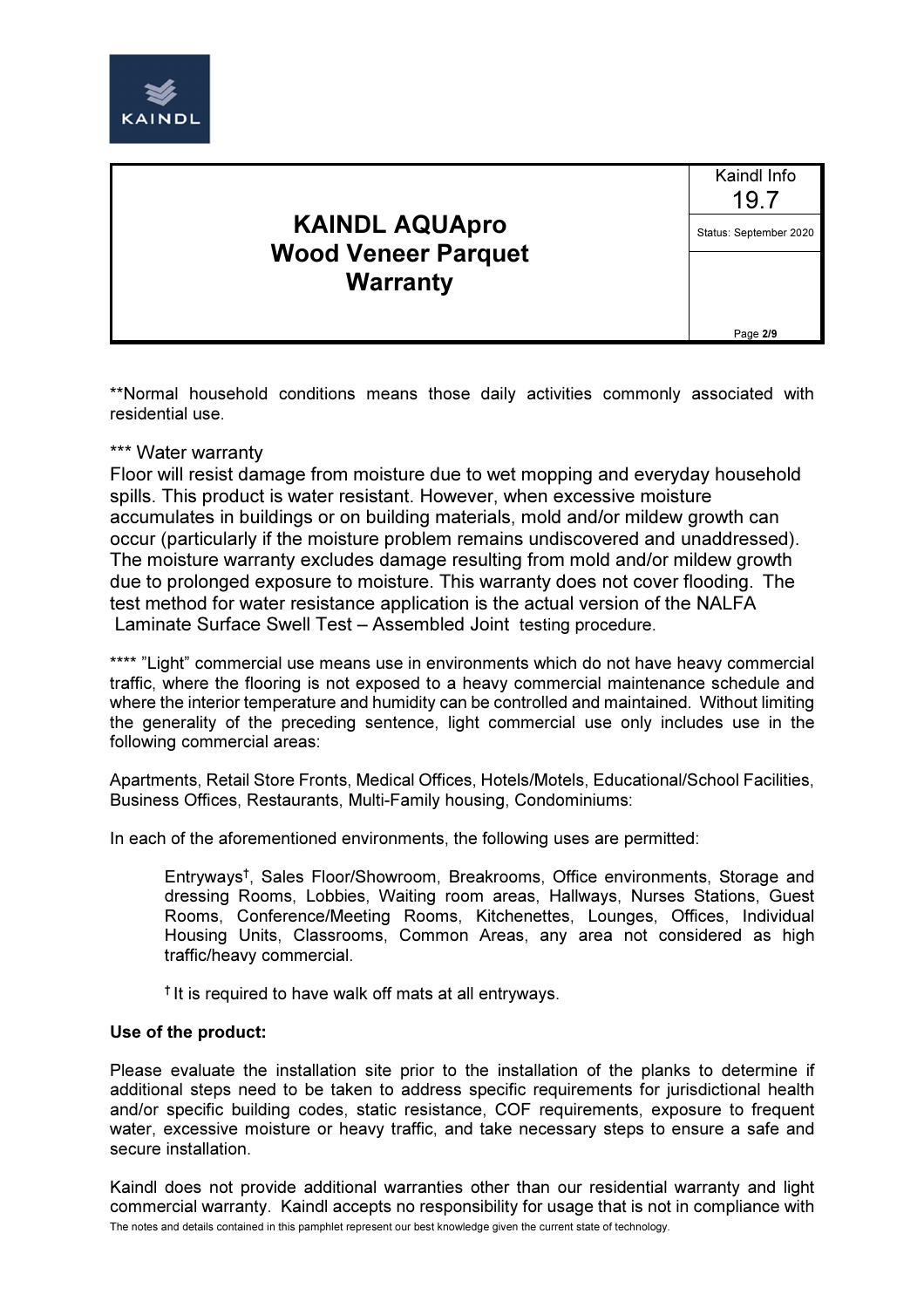**Normal household conditions means those daily activities commonly associated with residential use.

*** Water warranty

Floor will resist damage from moisture due to wet mopping and everyday household spills. This product is water resistant. However, when excessive moisture accumulates in buildings or on building materials, mold and/or mildew growth can occur (particularly if the moisture problem remains undiscovered and unaddressed). The moisture warranty excludes damage resulting from mold and/or mildew growth due to prolonged exposure to moisture. This warranty does not cover flooding. The test method for water resistance application is the actual version of the NALFA Laminate Surface Swell Test – Assembled Joint testing procedure.

**** "Light" commercial use means use in environments which do not have heavy commercial traffic, where the flooring is not exposed to a heavy commercial maintenance schedule and where the interior temperature and humidity can be controlled and maintained. Without limiting the generality of the preceding sentence, light commercial use only includes use in the following commercial areas:

Apartments, Retail Store Fronts, Medical Offices, Hotels/Motels, Educational/School Facilities, Business Offices, Restaurants, Multi-Family housing, Condominiums:

In each of the aforementioned environments, the following uses are permitted:

> Entryways†, Sales Floor/Showroom, Breakrooms, Office environments, Storage and dressing Rooms, Lobbies, Waiting room areas, Hallways, Nurses Stations, Guest Rooms, Conference/Meeting Rooms, Kitchenettes, Lounges, Offices, Individual Housing Units, Classrooms, Common Areas, any area not considered as high traffic/heavy commercial.
>
> † It is required to have walk off mats at all entryways.

**Use of the product:**

Please evaluate the installation site prior to the installation of the planks to determine if additional steps need to be taken to address specific requirements for jurisdictional health and/or specific building codes, static resistance, COF requirements, exposure to frequent water, excessive moisture or heavy traffic, and take necessary steps to ensure a safe and secure installation.

Kaindl does not provide additional warranties other than our residential warranty and light commercial warranty. Kaindl accepts no responsibility for usage that is not in compliance with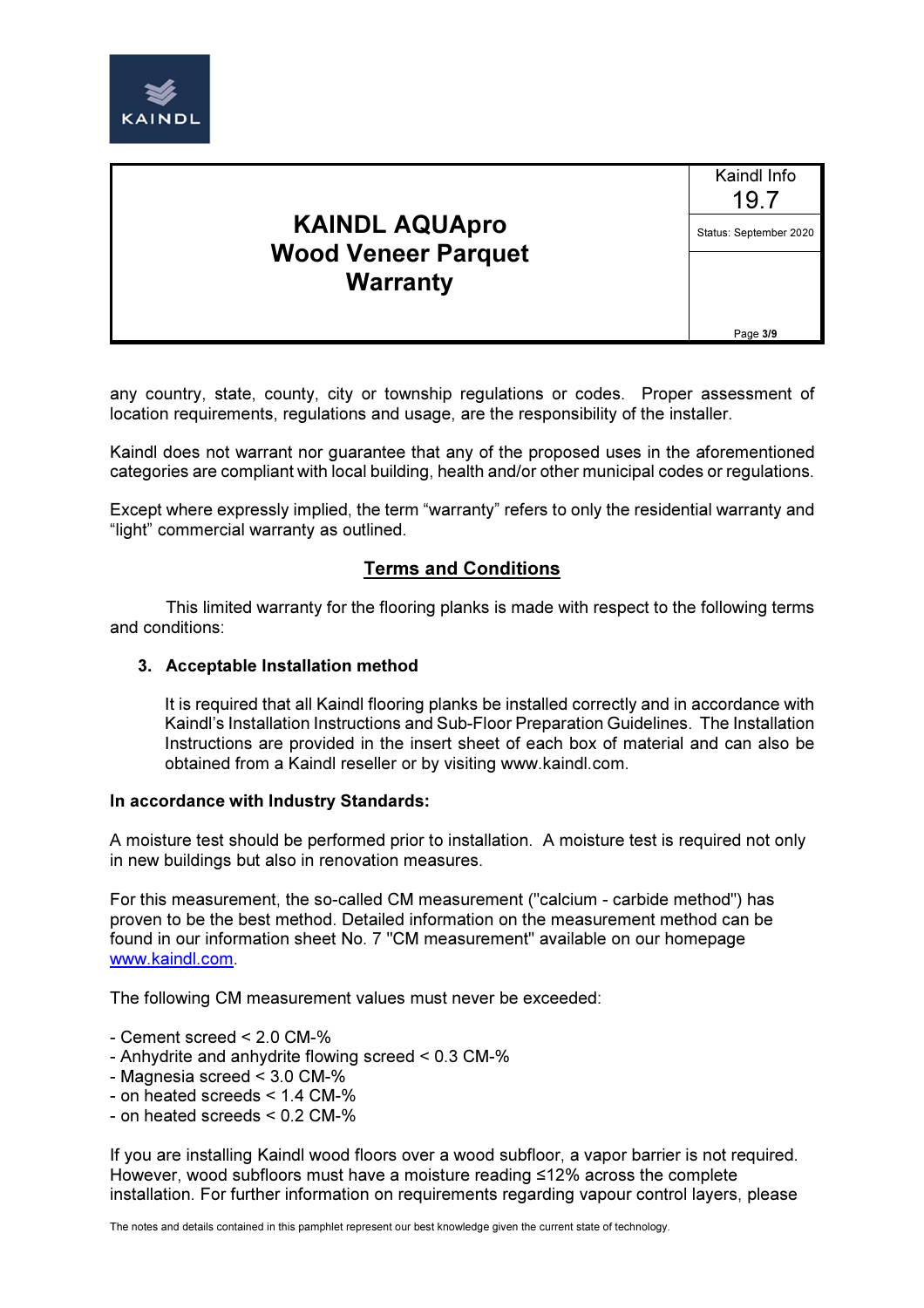any country, state, county, city or township regulations or codes. Proper assessment of location requirements, regulations and usage, are the responsibility of the installer.

Kaindl does not warrant nor guarantee that any of the proposed uses in the aforementioned categories are compliant with local building, health and/or other municipal codes or regulations.

Except where expressly implied, the term "warranty" refers to only the residential warranty and "light" commercial warranty as outlined.

## Terms and Conditions

This limited warranty for the flooring planks is made with respect to the following terms and conditions:

3. **Acceptable Installation method**

   It is required that all Kaindl flooring planks be installed correctly and in accordance with Kaindl's Installation Instructions and Sub-Floor Preparation Guidelines. The Installation Instructions are provided in the insert sheet of each box of material and can also be obtained from a Kaindl reseller or by visiting www.kaindl.com.

**In accordance with Industry Standards:**

A moisture test should be performed prior to installation. A moisture test is required not only in new buildings but also in renovation measures.

For this measurement, the so-called CM measurement ("calcium - carbide method") has proven to be the best method. Detailed information on the measurement method can be found in our information sheet No. 7 "CM measurement" available on our homepage [www.kaindl.com](http://www.kaindl.com).

The following CM measurement values must never be exceeded:

- Cement screed < 2.0 CM-%
- Anhydrite and anhydrite flowing screed < 0.3 CM-%
- Magnesia screed < 3.0 CM-%
- on heated screeds < 1.4 CM-%
- on heated screeds < 0.2 CM-%

If you are installing Kaindl wood floors over a wood subfloor, a vapor barrier is not required. However, wood subfloors must have a moisture reading ≤12% across the complete installation. For further information on requirements regarding vapour control layers, please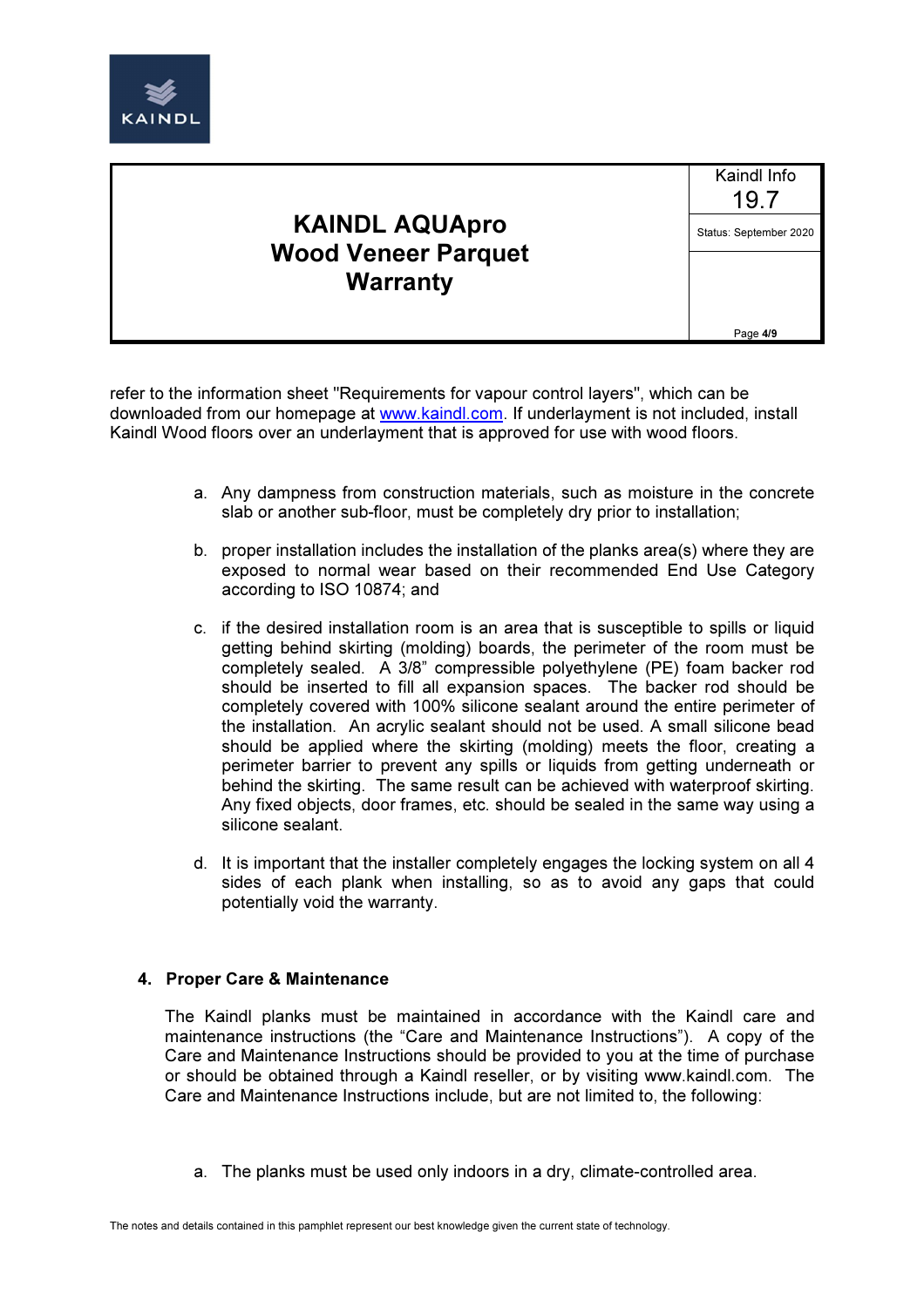refer to the information sheet "Requirements for vapour control layers", which can be downloaded from our homepage at www.kaindl.com. If underlayment is not included, install Kaindl Wood floors over an underlayment that is approved for use with wood floors.

a. Any dampness from construction materials, such as moisture in the concrete slab or another sub-floor, must be completely dry prior to installation;

b. proper installation includes the installation of the planks area(s) where they are exposed to normal wear based on their recommended End Use Category according to ISO 10874; and

c. if the desired installation room is an area that is susceptible to spills or liquid getting behind skirting (molding) boards, the perimeter of the room must be completely sealed. A 3/8" compressible polyethylene (PE) foam backer rod should be inserted to fill all expansion spaces. The backer rod should be completely covered with 100% silicone sealant around the entire perimeter of the installation. An acrylic sealant should not be used. A small silicone bead should be applied where the skirting (molding) meets the floor, creating a perimeter barrier to prevent any spills or liquids from getting underneath or behind the skirting. The same result can be achieved with waterproof skirting. Any fixed objects, door frames, etc. should be sealed in the same way using a silicone sealant.

d. It is important that the installer completely engages the locking system on all 4 sides of each plank when installing, so as to avoid any gaps that could potentially void the warranty.

## 4. Proper Care & Maintenance

The Kaindl planks must be maintained in accordance with the Kaindl care and maintenance instructions (the "Care and Maintenance Instructions"). A copy of the Care and Maintenance Instructions should be provided to you at the time of purchase or should be obtained through a Kaindl reseller, or by visiting www.kaindl.com. The Care and Maintenance Instructions include, but are not limited to, the following:

a. The planks must be used only indoors in a dry, climate-controlled area.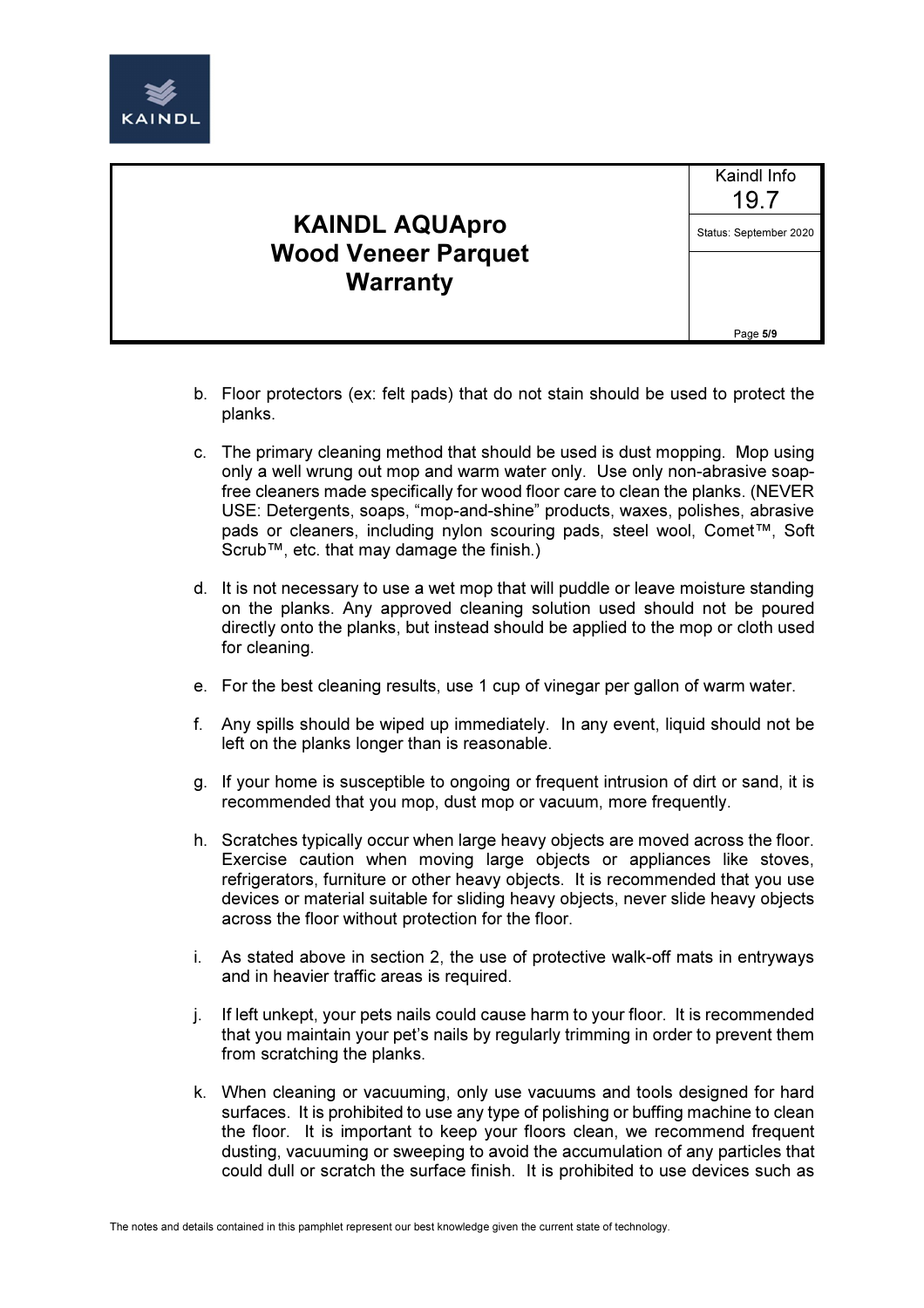b. Floor protectors (ex: felt pads) that do not stain should be used to protect the planks.

c. The primary cleaning method that should be used is dust mopping. Mop using only a well wrung out mop and warm water only. Use only non-abrasive soap-free cleaners made specifically for wood floor care to clean the planks. (NEVER USE: Detergents, soaps, "mop-and-shine" products, waxes, polishes, abrasive pads or cleaners, including nylon scouring pads, steel wool, Comet™, Soft Scrub™, etc. that may damage the finish.)

d. It is not necessary to use a wet mop that will puddle or leave moisture standing on the planks. Any approved cleaning solution used should not be poured directly onto the planks, but instead should be applied to the mop or cloth used for cleaning.

e. For the best cleaning results, use 1 cup of vinegar per gallon of warm water.

f. Any spills should be wiped up immediately. In any event, liquid should not be left on the planks longer than is reasonable.

g. If your home is susceptible to ongoing or frequent intrusion of dirt or sand, it is recommended that you mop, dust mop or vacuum, more frequently.

h. Scratches typically occur when large heavy objects are moved across the floor. Exercise caution when moving large objects or appliances like stoves, refrigerators, furniture or other heavy objects. It is recommended that you use devices or material suitable for sliding heavy objects, never slide heavy objects across the floor without protection for the floor.

i. As stated above in section 2, the use of protective walk-off mats in entryways and in heavier traffic areas is required.

j. If left unkept, your pets nails could cause harm to your floor. It is recommended that you maintain your pet's nails by regularly trimming in order to prevent them from scratching the planks.

k. When cleaning or vacuuming, only use vacuums and tools designed for hard surfaces. It is prohibited to use any type of polishing or buffing machine to clean the floor. It is important to keep your floors clean, we recommend frequent dusting, vacuuming or sweeping to avoid the accumulation of any particles that could dull or scratch the surface finish. It is prohibited to use devices such as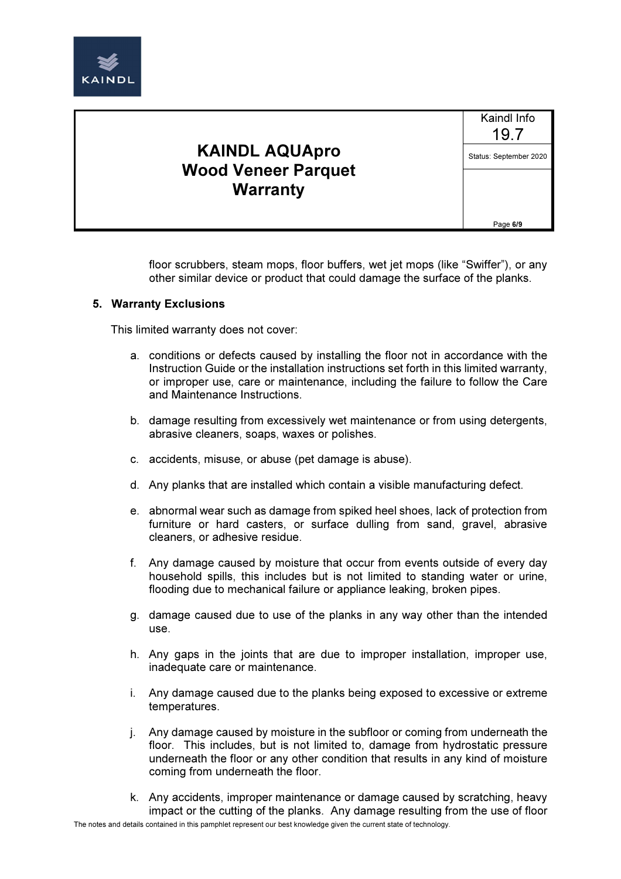floor scrubbers, steam mops, floor buffers, wet jet mops (like "Swiffer"), or any other similar device or product that could damage the surface of the planks.

## 5. Warranty Exclusions

This limited warranty does not cover:

a. conditions or defects caused by installing the floor not in accordance with the Instruction Guide or the installation instructions set forth in this limited warranty, or improper use, care or maintenance, including the failure to follow the Care and Maintenance Instructions.

b. damage resulting from excessively wet maintenance or from using detergents, abrasive cleaners, soaps, waxes or polishes.

c. accidents, misuse, or abuse (pet damage is abuse).

d. Any planks that are installed which contain a visible manufacturing defect.

e. abnormal wear such as damage from spiked heel shoes, lack of protection from furniture or hard casters, or surface dulling from sand, gravel, abrasive cleaners, or adhesive residue.

f. Any damage caused by moisture that occur from events outside of every day household spills, this includes but is not limited to standing water or urine, flooding due to mechanical failure or appliance leaking, broken pipes.

g. damage caused due to use of the planks in any way other than the intended use.

h. Any gaps in the joints that are due to improper installation, improper use, inadequate care or maintenance.

i. Any damage caused due to the planks being exposed to excessive or extreme temperatures.

j. Any damage caused by moisture in the subfloor or coming from underneath the floor. This includes, but is not limited to, damage from hydrostatic pressure underneath the floor or any other condition that results in any kind of moisture coming from underneath the floor.

k. Any accidents, improper maintenance or damage caused by scratching, heavy impact or the cutting of the planks. Any damage resulting from the use of floor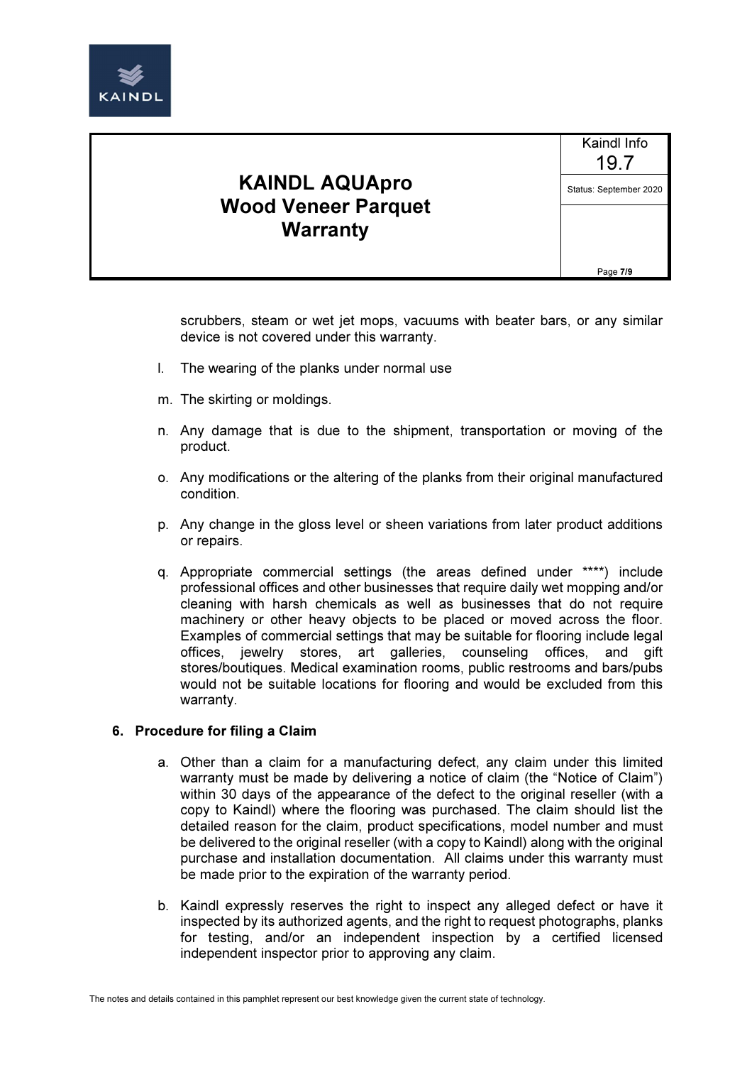scrubbers, steam or wet jet mops, vacuums with beater bars, or any similar device is not covered under this warranty.

l. The wearing of the planks under normal use

m. The skirting or moldings.

n. Any damage that is due to the shipment, transportation or moving of the product.

o. Any modifications or the altering of the planks from their original manufactured condition.

p. Any change in the gloss level or sheen variations from later product additions or repairs.

q. Appropriate commercial settings (the areas defined under ****) include professional offices and other businesses that require daily wet mopping and/or cleaning with harsh chemicals as well as businesses that do not require machinery or other heavy objects to be placed or moved across the floor. Examples of commercial settings that may be suitable for flooring include legal offices, jewelry stores, art galleries, counseling offices, and gift stores/boutiques. Medical examination rooms, public restrooms and bars/pubs would not be suitable locations for flooring and would be excluded from this warranty.

## 6. Procedure for filing a Claim

a. Other than a claim for a manufacturing defect, any claim under this limited warranty must be made by delivering a notice of claim (the "Notice of Claim") within 30 days of the appearance of the defect to the original reseller (with a copy to Kaindl) where the flooring was purchased. The claim should list the detailed reason for the claim, product specifications, model number and must be delivered to the original reseller (with a copy to Kaindl) along with the original purchase and installation documentation. All claims under this warranty must be made prior to the expiration of the warranty period.

b. Kaindl expressly reserves the right to inspect any alleged defect or have it inspected by its authorized agents, and the right to request photographs, planks for testing, and/or an independent inspection by a certified licensed independent inspector prior to approving any claim.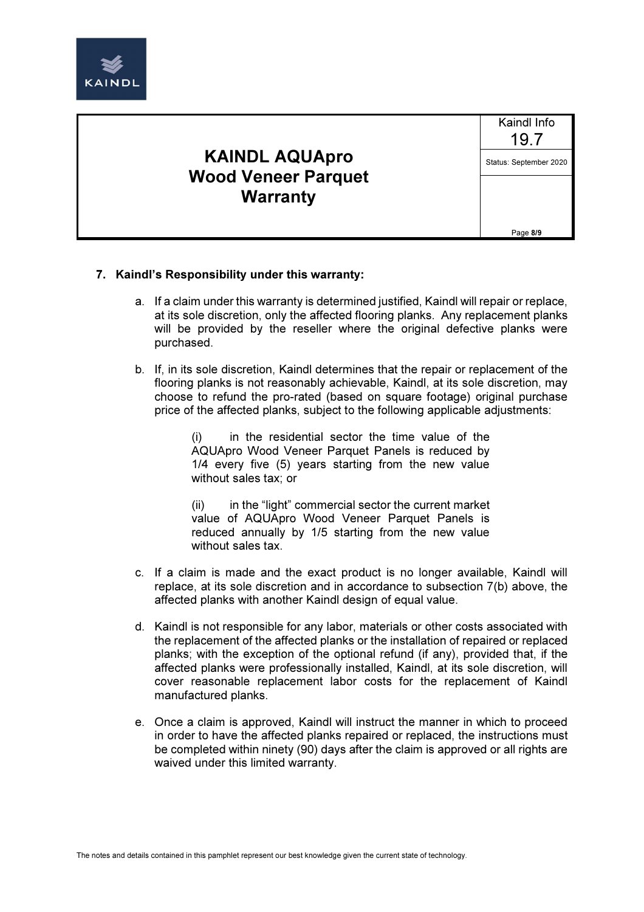7. **Kaindl's Responsibility under this warranty:**

   a. If a claim under this warranty is determined justified, Kaindl will repair or replace, at its sole discretion, only the affected flooring planks. Any replacement planks will be provided by the reseller where the original defective planks were purchased.

   b. If, in its sole discretion, Kaindl determines that the repair or replacement of the flooring planks is not reasonably achievable, Kaindl, at its sole discretion, may choose to refund the pro-rated (based on square footage) original purchase price of the affected planks, subject to the following applicable adjustments:

      (i) in the residential sector the time value of the AQUApro Wood Veneer Parquet Panels is reduced by 1/4 every five (5) years starting from the new value without sales tax; or

      (ii) in the "light" commercial sector the current market value of AQUApro Wood Veneer Parquet Panels is reduced annually by 1/5 starting from the new value without sales tax.

   c. If a claim is made and the exact product is no longer available, Kaindl will replace, at its sole discretion and in accordance to subsection 7(b) above, the affected planks with another Kaindl design of equal value.

   d. Kaindl is not responsible for any labor, materials or other costs associated with the replacement of the affected planks or the installation of repaired or replaced planks; with the exception of the optional refund (if any), provided that, if the affected planks were professionally installed, Kaindl, at its sole discretion, will cover reasonable replacement labor costs for the replacement of Kaindl manufactured planks.

   e. Once a claim is approved, Kaindl will instruct the manner in which to proceed in order to have the affected planks repaired or replaced, the instructions must be completed within ninety (90) days after the claim is approved or all rights are waived under this limited warranty.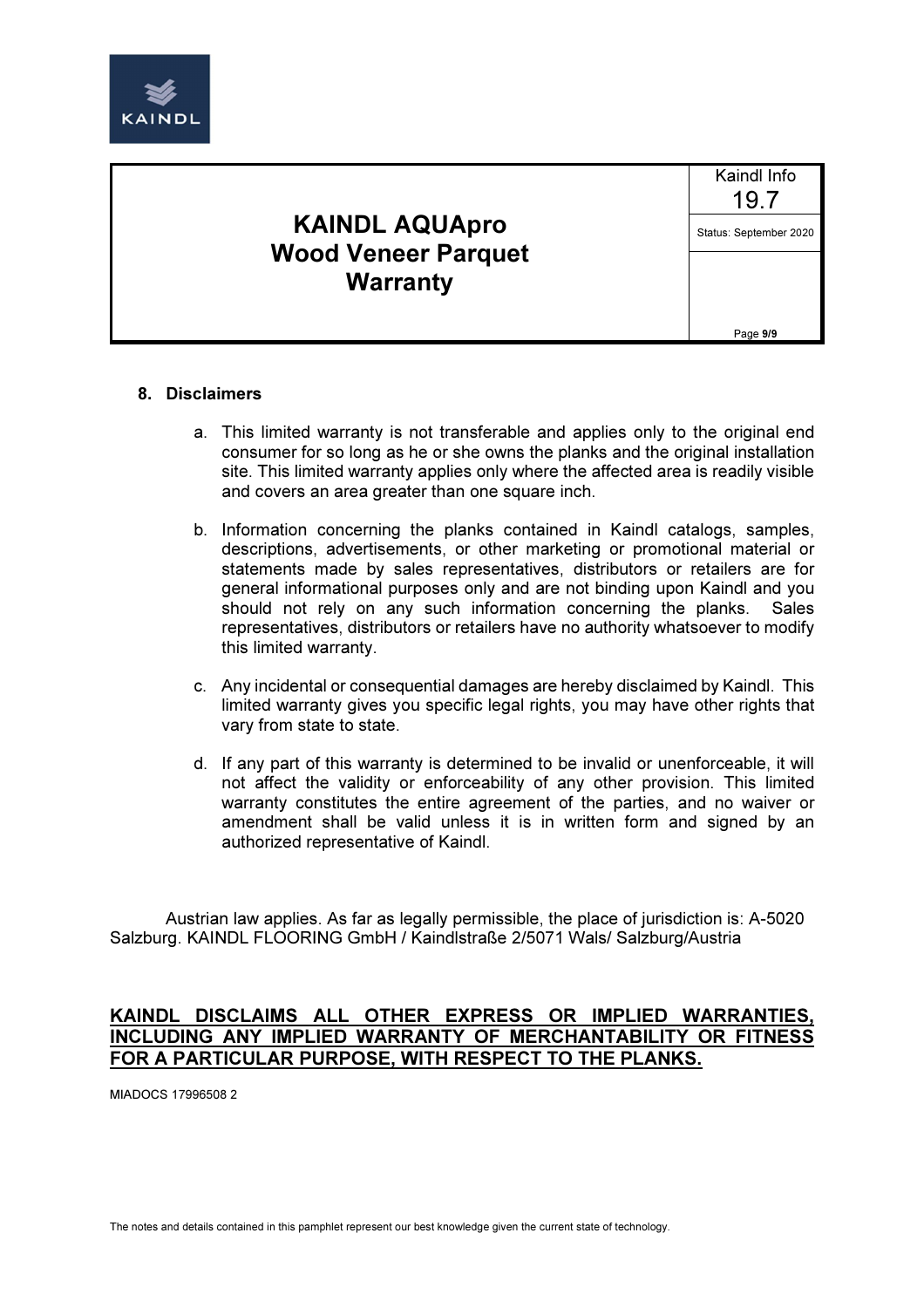## 8. Disclaimers

a. This limited warranty is not transferable and applies only to the original end consumer for so long as he or she owns the planks and the original installation site. This limited warranty applies only where the affected area is readily visible and covers an area greater than one square inch.

b. Information concerning the planks contained in Kaindl catalogs, samples, descriptions, advertisements, or other marketing or promotional material or statements made by sales representatives, distributors or retailers are for general informational purposes only and are not binding upon Kaindl and you should not rely on any such information concerning the planks. Sales representatives, distributors or retailers have no authority whatsoever to modify this limited warranty.

c. Any incidental or consequential damages are hereby disclaimed by Kaindl. This limited warranty gives you specific legal rights, you may have other rights that vary from state to state.

d. If any part of this warranty is determined to be invalid or unenforceable, it will not affect the validity or enforceability of any other provision. This limited warranty constitutes the entire agreement of the parties, and no waiver or amendment shall be valid unless it is in written form and signed by an authorized representative of Kaindl.

Austrian law applies. As far as legally permissible, the place of jurisdiction is: A-5020 Salzburg. KAINDL FLOORING GmbH / Kaindlstraße 2/5071 Wals/ Salzburg/Austria

**KAINDL DISCLAIMS ALL OTHER EXPRESS OR IMPLIED WARRANTIES, INCLUDING ANY IMPLIED WARRANTY OF MERCHANTABILITY OR FITNESS FOR A PARTICULAR PURPOSE, WITH RESPECT TO THE PLANKS.**

MIADOCS 17996508 2